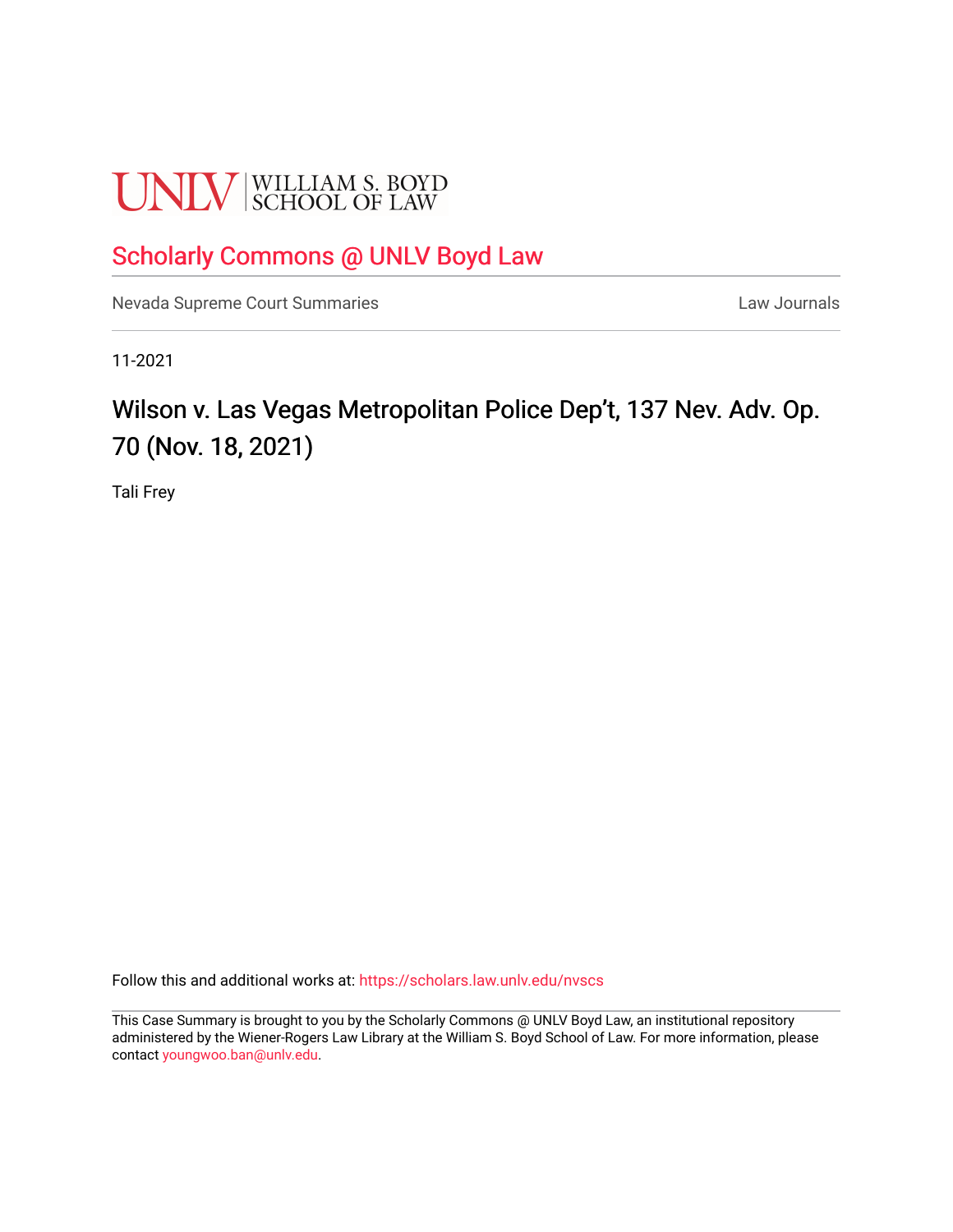UNLV | WILLIAM S. BOYD SCHOOL OF LAW

# Scholarly Commons @ UNLV Boyd Law

Nevada Supreme Court Summaries | Law Journals

11-2021

## Wilson v. Las Vegas Metropolitan Police Dep't, 137 Nev. Adv. Op. 70 (Nov. 18, 2021)

Tali Frey

Follow this and additional works at: https://scholars.law.unlv.edu/nvscs

This Case Summary is brought to you by the Scholarly Commons @ UNLV Boyd Law, an institutional repository administered by the Wiener-Rogers Law Library at the William S. Boyd School of Law. For more information, please contact youngwoo.ban@unlv.edu.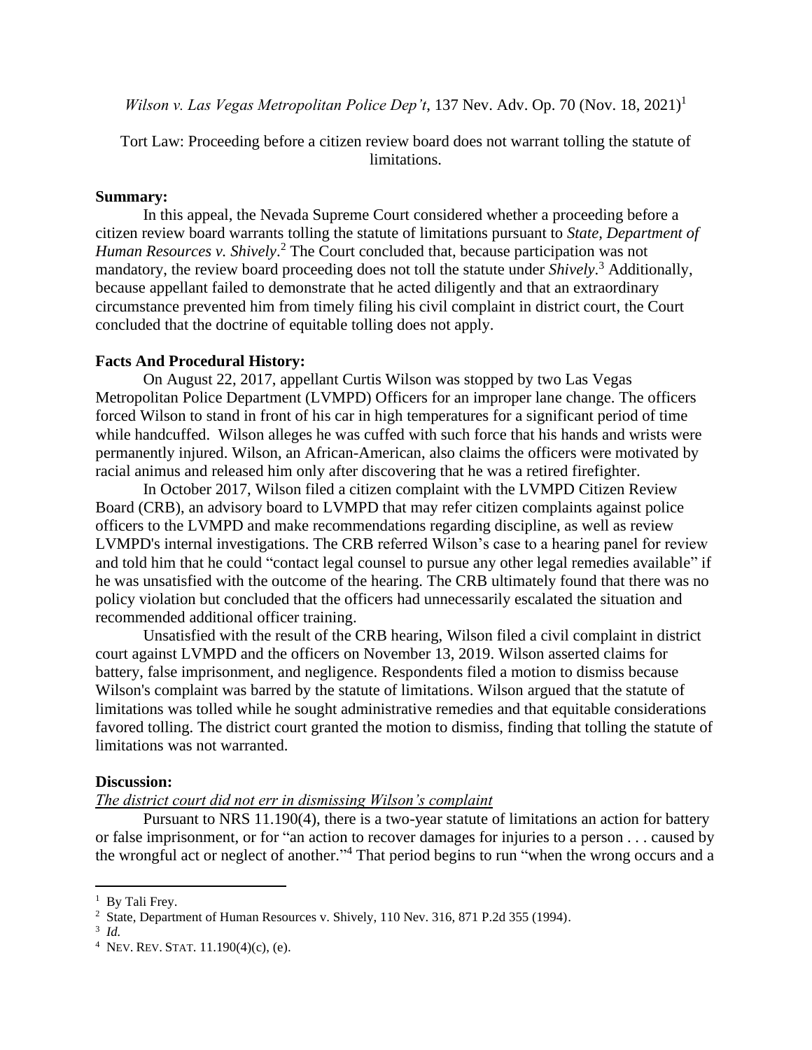*Wilson v. Las Vegas Metropolitan Police Dep't*, 137 Nev. Adv. Op. 70 (Nov. 18, 2021)[1]

Tort Law: Proceeding before a citizen review board does not warrant tolling the statute of limitations.

**Summary:**

In this appeal, the Nevada Supreme Court considered whether a proceeding before a citizen review board warrants tolling the statute of limitations pursuant to *State, Department of Human Resources v. Shively*.[2] The Court concluded that, because participation was not mandatory, the review board proceeding does not toll the statute under *Shively*.[3] Additionally, because appellant failed to demonstrate that he acted diligently and that an extraordinary circumstance prevented him from timely filing his civil complaint in district court, the Court concluded that the doctrine of equitable tolling does not apply.

**Facts And Procedural History:**

On August 22, 2017, appellant Curtis Wilson was stopped by two Las Vegas Metropolitan Police Department (LVMPD) Officers for an improper lane change. The officers forced Wilson to stand in front of his car in high temperatures for a significant period of time while handcuffed. Wilson alleges he was cuffed with such force that his hands and wrists were permanently injured. Wilson, an African-American, also claims the officers were motivated by racial animus and released him only after discovering that he was a retired firefighter.

In October 2017, Wilson filed a citizen complaint with the LVMPD Citizen Review Board (CRB), an advisory board to LVMPD that may refer citizen complaints against police officers to the LVMPD and make recommendations regarding discipline, as well as review LVMPD's internal investigations. The CRB referred Wilson's case to a hearing panel for review and told him that he could "contact legal counsel to pursue any other legal remedies available" if he was unsatisfied with the outcome of the hearing. The CRB ultimately found that there was no policy violation but concluded that the officers had unnecessarily escalated the situation and recommended additional officer training.

Unsatisfied with the result of the CRB hearing, Wilson filed a civil complaint in district court against LVMPD and the officers on November 13, 2019. Wilson asserted claims for battery, false imprisonment, and negligence. Respondents filed a motion to dismiss because Wilson's complaint was barred by the statute of limitations. Wilson argued that the statute of limitations was tolled while he sought administrative remedies and that equitable considerations favored tolling. The district court granted the motion to dismiss, finding that tolling the statute of limitations was not warranted.

**Discussion:**

<u>*The district court did not err in dismissing Wilson's complaint*</u>

Pursuant to NRS 11.190(4), there is a two-year statute of limitations an action for battery or false imprisonment, or for "an action to recover damages for injuries to a person . . . caused by the wrongful act or neglect of another."[4] That period begins to run "when the wrong occurs and a

---

[1] By Tali Frey.

[2] State, Department of Human Resources v. Shively, 110 Nev. 316, 871 P.2d 355 (1994).

[3] *Id.*

[4] NEV. REV. STAT. 11.190(4)(c), (e).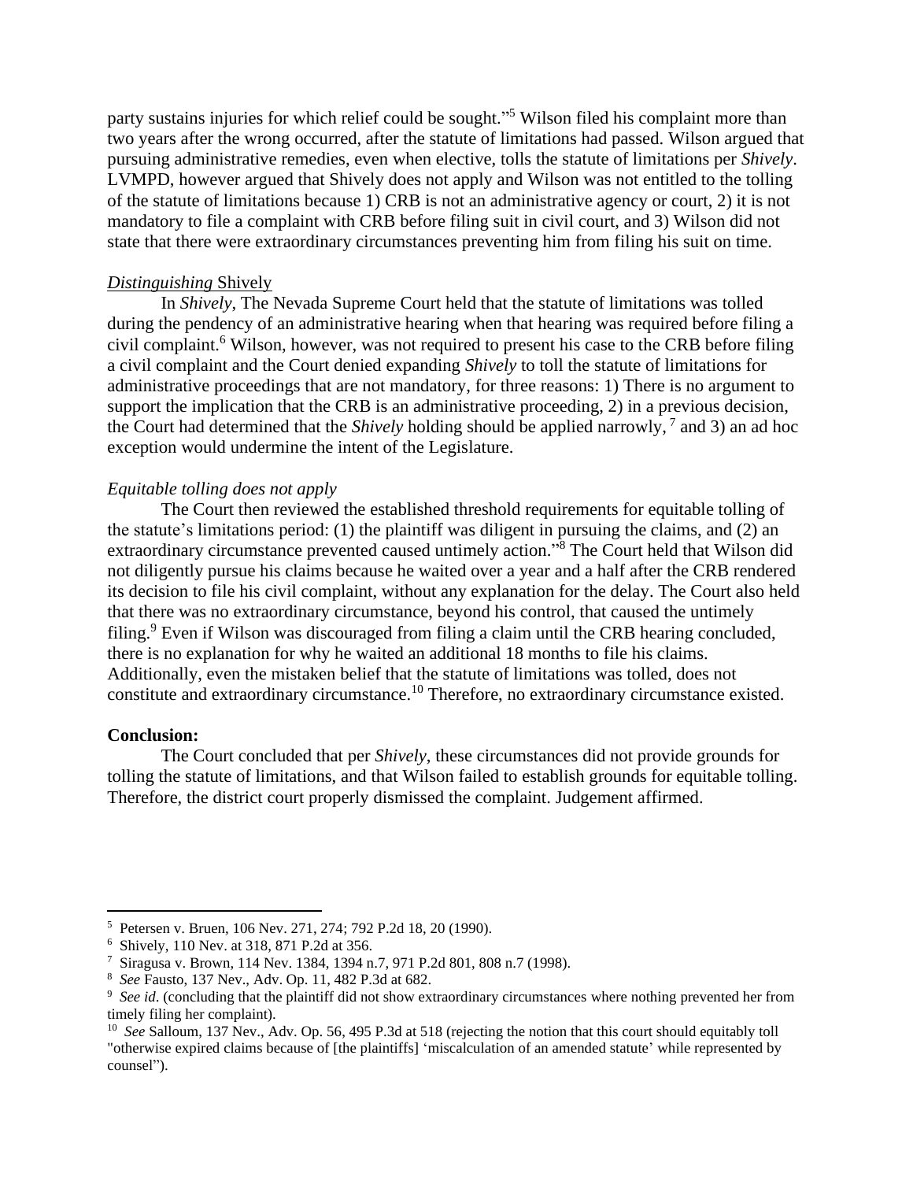party sustains injuries for which relief could be sought."[5] Wilson filed his complaint more than two years after the wrong occurred, after the statute of limitations had passed. Wilson argued that pursuing administrative remedies, even when elective, tolls the statute of limitations per *Shively*. LVMPD, however argued that Shively does not apply and Wilson was not entitled to the tolling of the statute of limitations because 1) CRB is not an administrative agency or court, 2) it is not mandatory to file a complaint with CRB before filing suit in civil court, and 3) Wilson did not state that there were extraordinary circumstances preventing him from filing his suit on time.

*Distinguishing* Shively

In *Shively*, The Nevada Supreme Court held that the statute of limitations was tolled during the pendency of an administrative hearing when that hearing was required before filing a civil complaint.[6] Wilson, however, was not required to present his case to the CRB before filing a civil complaint and the Court denied expanding *Shively* to toll the statute of limitations for administrative proceedings that are not mandatory, for three reasons: 1) There is no argument to support the implication that the CRB is an administrative proceeding, 2) in a previous decision, the Court had determined that the *Shively* holding should be applied narrowly, [7] and 3) an ad hoc exception would undermine the intent of the Legislature.

*Equitable tolling does not apply*

The Court then reviewed the established threshold requirements for equitable tolling of the statute's limitations period: (1) the plaintiff was diligent in pursuing the claims, and (2) an extraordinary circumstance prevented caused untimely action."[8] The Court held that Wilson did not diligently pursue his claims because he waited over a year and a half after the CRB rendered its decision to file his civil complaint, without any explanation for the delay. The Court also held that there was no extraordinary circumstance, beyond his control, that caused the untimely filing.[9] Even if Wilson was discouraged from filing a claim until the CRB hearing concluded, there is no explanation for why he waited an additional 18 months to file his claims. Additionally, even the mistaken belief that the statute of limitations was tolled, does not constitute and extraordinary circumstance.[10] Therefore, no extraordinary circumstance existed.

**Conclusion:**

The Court concluded that per *Shively*, these circumstances did not provide grounds for tolling the statute of limitations, and that Wilson failed to establish grounds for equitable tolling. Therefore, the district court properly dismissed the complaint. Judgement affirmed.

---

[5] Petersen v. Bruen, 106 Nev. 271, 274; 792 P.2d 18, 20 (1990).

[6] Shively, 110 Nev. at 318, 871 P.2d at 356.

[7] Siragusa v. Brown, 114 Nev. 1384, 1394 n.7, 971 P.2d 801, 808 n.7 (1998).

[8] *See* Fausto, 137 Nev., Adv. Op. 11, 482 P.3d at 682.

[9] *See id*. (concluding that the plaintiff did not show extraordinary circumstances where nothing prevented her from timely filing her complaint).

[10] *See* Salloum, 137 Nev., Adv. Op. 56, 495 P.3d at 518 (rejecting the notion that this court should equitably toll "otherwise expired claims because of [the plaintiffs] 'miscalculation of an amended statute' while represented by counsel").